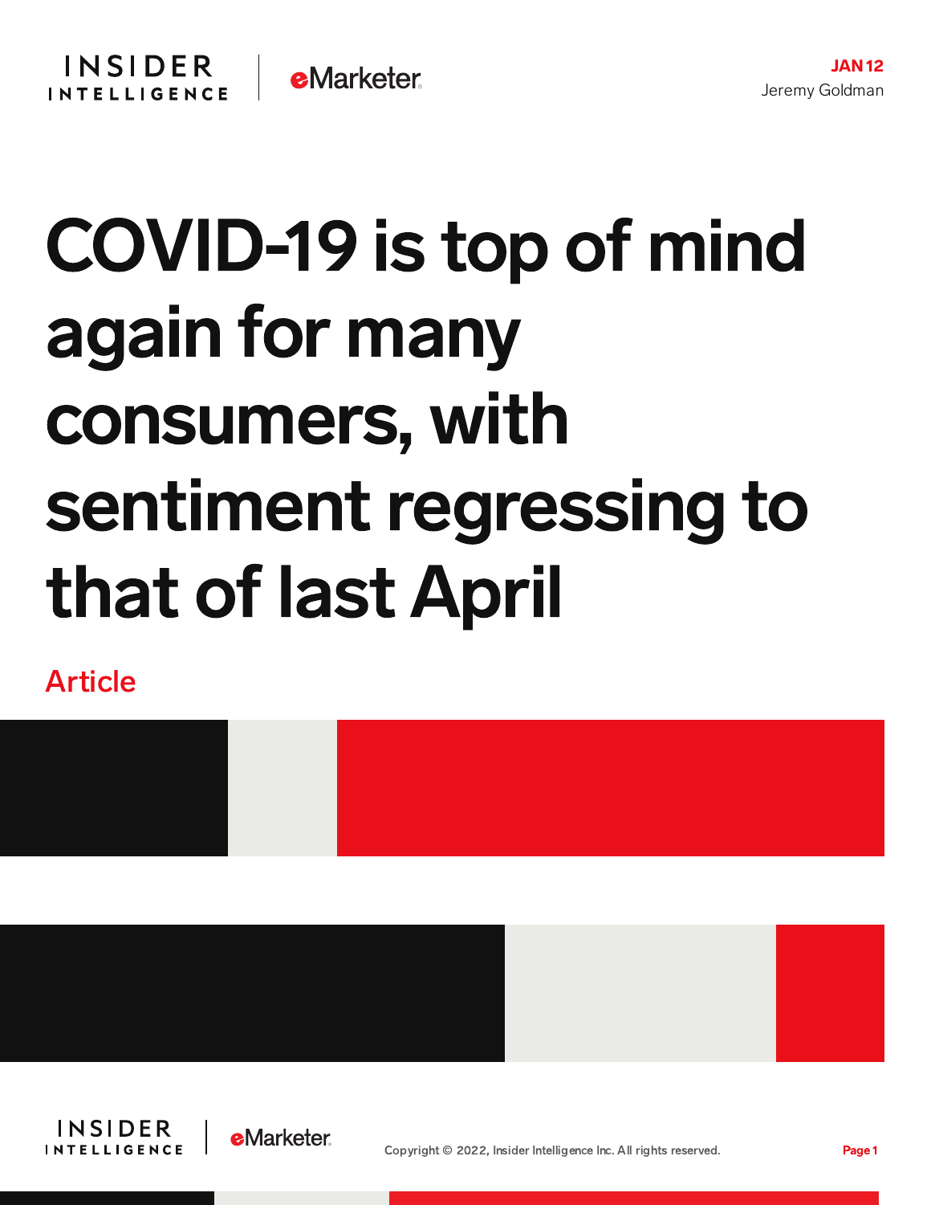JAN 12
Jeremy Goldman

# COVID-19 is top of mind again for many consumers, with sentiment regressing to that of last April

Article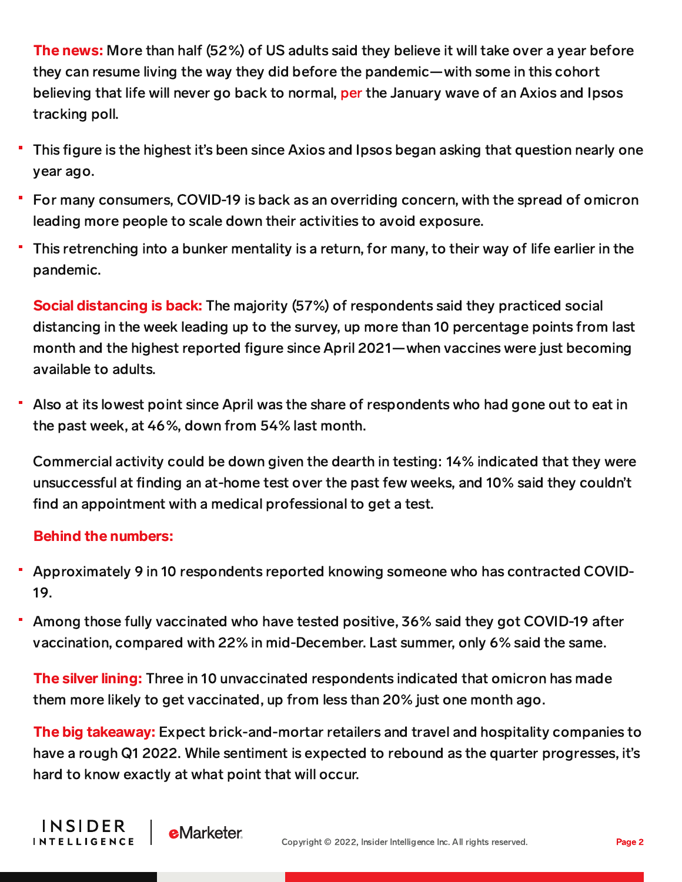**The news:** More than half (52%) of US adults said they believe it will take over a year before they can resume living the way they did before the pandemic—with some in this cohort believing that life will never go back to normal, per the January wave of an Axios and Ipsos tracking poll.

- This figure is the highest it's been since Axios and Ipsos began asking that question nearly one year ago.
- For many consumers, COVID-19 is back as an overriding concern, with the spread of omicron leading more people to scale down their activities to avoid exposure.
- This retrenching into a bunker mentality is a return, for many, to their way of life earlier in the pandemic.

**Social distancing is back:** The majority (57%) of respondents said they practiced social distancing in the week leading up to the survey, up more than 10 percentage points from last month and the highest reported figure since April 2021—when vaccines were just becoming available to adults.

- Also at its lowest point since April was the share of respondents who had gone out to eat in the past week, at 46%, down from 54% last month.

Commercial activity could be down given the dearth in testing: 14% indicated that they were unsuccessful at finding an at-home test over the past few weeks, and 10% said they couldn't find an appointment with a medical professional to get a test.

**Behind the numbers:**

- Approximately 9 in 10 respondents reported knowing someone who has contracted COVID-19.
- Among those fully vaccinated who have tested positive, 36% said they got COVID-19 after vaccination, compared with 22% in mid-December. Last summer, only 6% said the same.

**The silver lining:** Three in 10 unvaccinated respondents indicated that omicron has made them more likely to get vaccinated, up from less than 20% just one month ago.

**The big takeaway:** Expect brick-and-mortar retailers and travel and hospitality companies to have a rough Q1 2022. While sentiment is expected to rebound as the quarter progresses, it's hard to know exactly at what point that will occur.